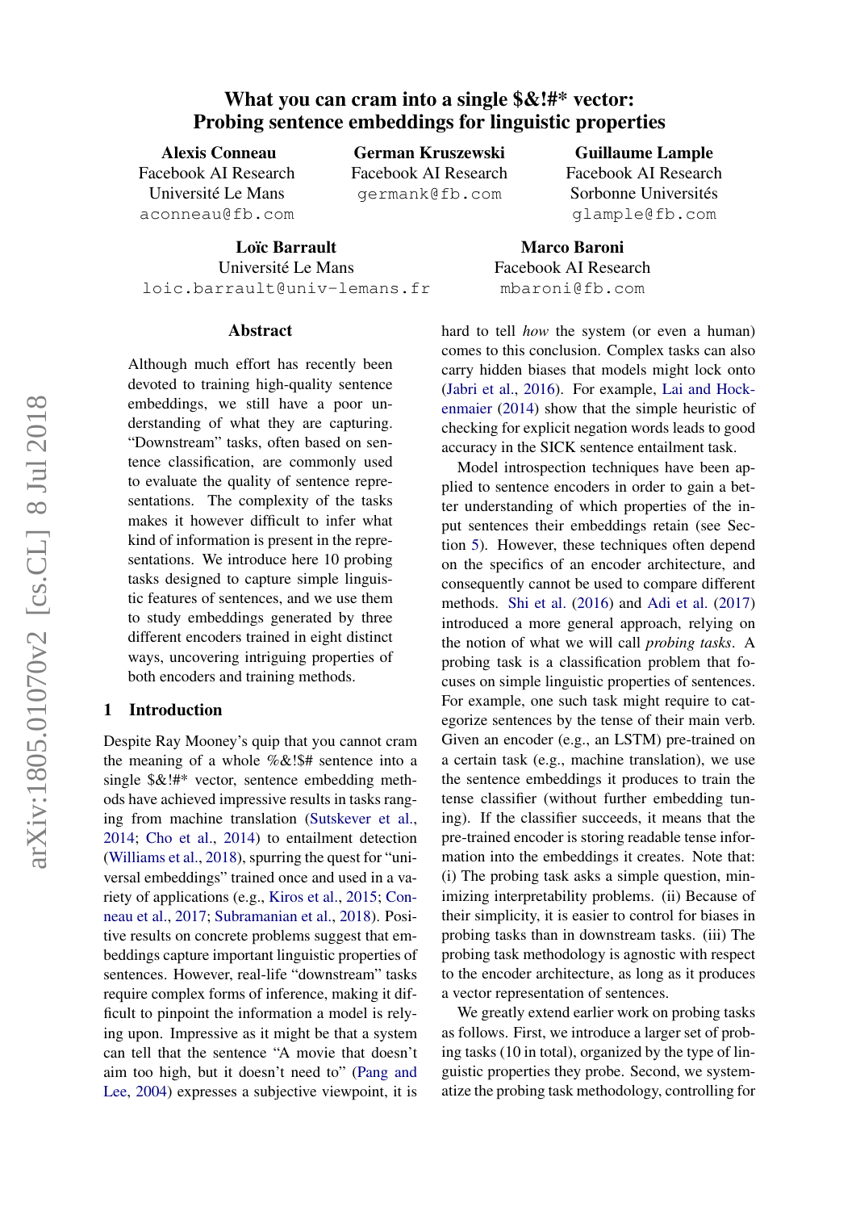# What you can cram into a single $&!#* vector: Probing sentence embeddings for linguistic properties

**Alexis Conneau**
Facebook AI Research
Université Le Mans
aconneau@fb.com

**German Kruszewski**
Facebook AI Research
germank@fb.com

**Guillaume Lample**
Facebook AI Research
Sorbonne Universités
glample@fb.com

**Loïc Barrault**
Université Le Mans
loic.barrault@univ-lemans.fr

**Marco Baroni**
Facebook AI Research
mbaroni@fb.com

## Abstract

Although much effort has recently been devoted to training high-quality sentence embeddings, we still have a poor understanding of what they are capturing. "Downstream" tasks, often based on sentence classification, are commonly used to evaluate the quality of sentence representations. The complexity of the tasks makes it however difficult to infer what kind of information is present in the representations. We introduce here 10 probing tasks designed to capture simple linguistic features of sentences, and we use them to study embeddings generated by three different encoders trained in eight distinct ways, uncovering intriguing properties of both encoders and training methods.

## 1 Introduction

Despite Ray Mooney's quip that you cannot cram the meaning of a whole %&!$# sentence into a single $&!#* vector, sentence embedding methods have achieved impressive results in tasks ranging from machine translation (Sutskever et al., 2014; Cho et al., 2014) to entailment detection (Williams et al., 2018), spurring the quest for "universal embeddings" trained once and used in a variety of applications (e.g., Kiros et al., 2015; Conneau et al., 2017; Subramanian et al., 2018). Positive results on concrete problems suggest that embeddings capture important linguistic properties of sentences. However, real-life "downstream" tasks require complex forms of inference, making it difficult to pinpoint the information a model is relying upon. Impressive as it might be that a system can tell that the sentence "A movie that doesn't aim too high, but it doesn't need to" (Pang and Lee, 2004) expresses a subjective viewpoint, it is hard to tell *how* the system (or even a human) comes to this conclusion. Complex tasks can also carry hidden biases that models might lock onto (Jabri et al., 2016). For example, Lai and Hockenmaier (2014) show that the simple heuristic of checking for explicit negation words leads to good accuracy in the SICK sentence entailment task.

Model introspection techniques have been applied to sentence encoders in order to gain a better understanding of which properties of the input sentences their embeddings retain (see Section 5). However, these techniques often depend on the specifics of an encoder architecture, and consequently cannot be used to compare different methods. Shi et al. (2016) and Adi et al. (2017) introduced a more general approach, relying on the notion of what we will call *probing tasks*. A probing task is a classification problem that focuses on simple linguistic properties of sentences. For example, one such task might require to categorize sentences by the tense of their main verb. Given an encoder (e.g., an LSTM) pre-trained on a certain task (e.g., machine translation), we use the sentence embeddings it produces to train the tense classifier (without further embedding tuning). If the classifier succeeds, it means that the pre-trained encoder is storing readable tense information into the embeddings it creates. Note that: (i) The probing task asks a simple question, minimizing interpretability problems. (ii) Because of their simplicity, it is easier to control for biases in probing tasks than in downstream tasks. (iii) The probing task methodology is agnostic with respect to the encoder architecture, as long as it produces a vector representation of sentences.

We greatly extend earlier work on probing tasks as follows. First, we introduce a larger set of probing tasks (10 in total), organized by the type of linguistic properties they probe. Second, we systematize the probing task methodology, controlling for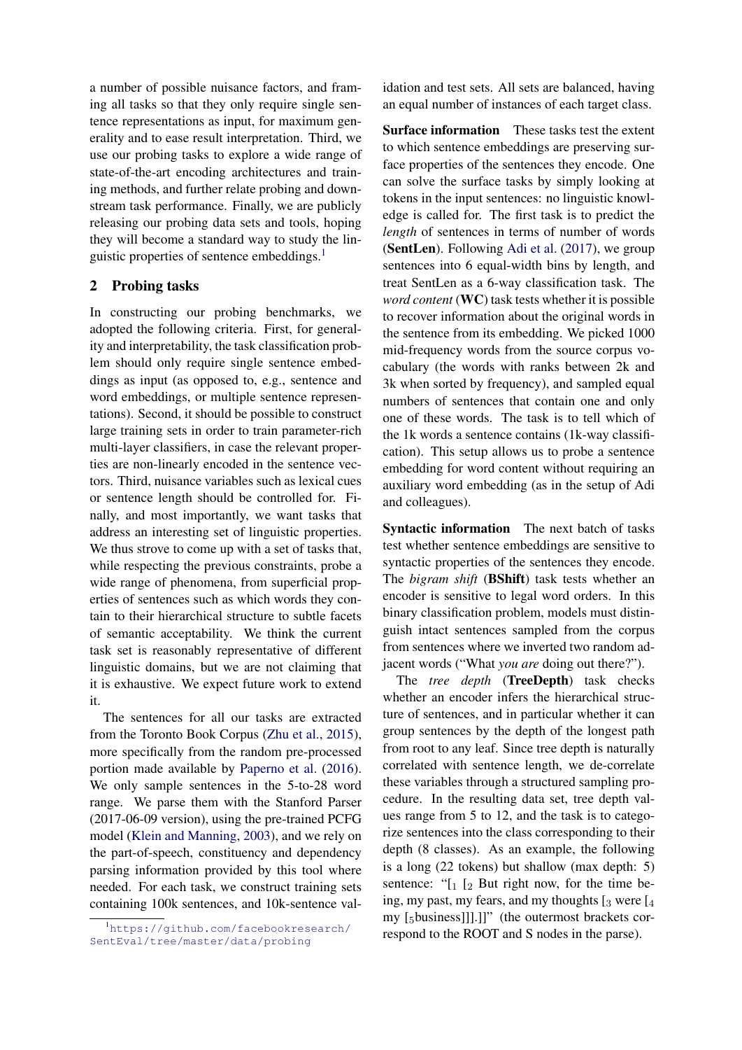a number of possible nuisance factors, and framing all tasks so that they only require single sentence representations as input, for maximum generality and to ease result interpretation. Third, we use our probing tasks to explore a wide range of state-of-the-art encoding architectures and training methods, and further relate probing and downstream task performance. Finally, we are publicly releasing our probing data sets and tools, hoping they will become a standard way to study the linguistic properties of sentence embeddings.[1]

## 2 Probing tasks

In constructing our probing benchmarks, we adopted the following criteria. First, for generality and interpretability, the task classification problem should only require single sentence embeddings as input (as opposed to, e.g., sentence and word embeddings, or multiple sentence representations). Second, it should be possible to construct large training sets in order to train parameter-rich multi-layer classifiers, in case the relevant properties are non-linearly encoded in the sentence vectors. Third, nuisance variables such as lexical cues or sentence length should be controlled for. Finally, and most importantly, we want tasks that address an interesting set of linguistic properties. We thus strove to come up with a set of tasks that, while respecting the previous constraints, probe a wide range of phenomena, from superficial properties of sentences such as which words they contain to their hierarchical structure to subtle facets of semantic acceptability. We think the current task set is reasonably representative of different linguistic domains, but we are not claiming that it is exhaustive. We expect future work to extend it.

The sentences for all our tasks are extracted from the Toronto Book Corpus (Zhu et al., 2015), more specifically from the random pre-processed portion made available by Paperno et al. (2016). We only sample sentences in the 5-to-28 word range. We parse them with the Stanford Parser (2017-06-09 version), using the pre-trained PCFG model (Klein and Manning, 2003), and we rely on the part-of-speech, constituency and dependency parsing information provided by this tool where needed. For each task, we construct training sets containing 100k sentences, and 10k-sentence validation and test sets. All sets are balanced, having an equal number of instances of each target class.

**Surface information** These tasks test the extent to which sentence embeddings are preserving surface properties of the sentences they encode. One can solve the surface tasks by simply looking at tokens in the input sentences: no linguistic knowledge is called for. The first task is to predict the *length* of sentences in terms of number of words (**SentLen**). Following Adi et al. (2017), we group sentences into 6 equal-width bins by length, and treat SentLen as a 6-way classification task. The *word content* (**WC**) task tests whether it is possible to recover information about the original words in the sentence from its embedding. We picked 1000 mid-frequency words from the source corpus vocabulary (the words with ranks between 2k and 3k when sorted by frequency), and sampled equal numbers of sentences that contain one and only one of these words. The task is to tell which of the 1k words a sentence contains (1k-way classification). This setup allows us to probe a sentence embedding for word content without requiring an auxiliary word embedding (as in the setup of Adi and colleagues).

**Syntactic information** The next batch of tasks test whether sentence embeddings are sensitive to syntactic properties of the sentences they encode. The *bigram shift* (**BShift**) task tests whether an encoder is sensitive to legal word orders. In this binary classification problem, models must distinguish intact sentences sampled from the corpus from sentences where we inverted two random adjacent words ("What *you are* doing out there?").

The *tree depth* (**TreeDepth**) task checks whether an encoder infers the hierarchical structure of sentences, and in particular whether it can group sentences by the depth of the longest path from root to any leaf. Since tree depth is naturally correlated with sentence length, we de-correlate these variables through a structured sampling procedure. In the resulting data set, tree depth values range from 5 to 12, and the task is to categorize sentences into the class corresponding to their depth (8 classes). As an example, the following is a long (22 tokens) but shallow (max depth: 5) sentence: "[$_1$ [$_2$ But right now, for the time being, my past, my fears, and my thoughts [$_3$ were [$_4$ my [$_5$business]]].]]" (the outermost brackets correspond to the ROOT and S nodes in the parse).

[1] https://github.com/facebookresearch/SentEval/tree/master/data/probing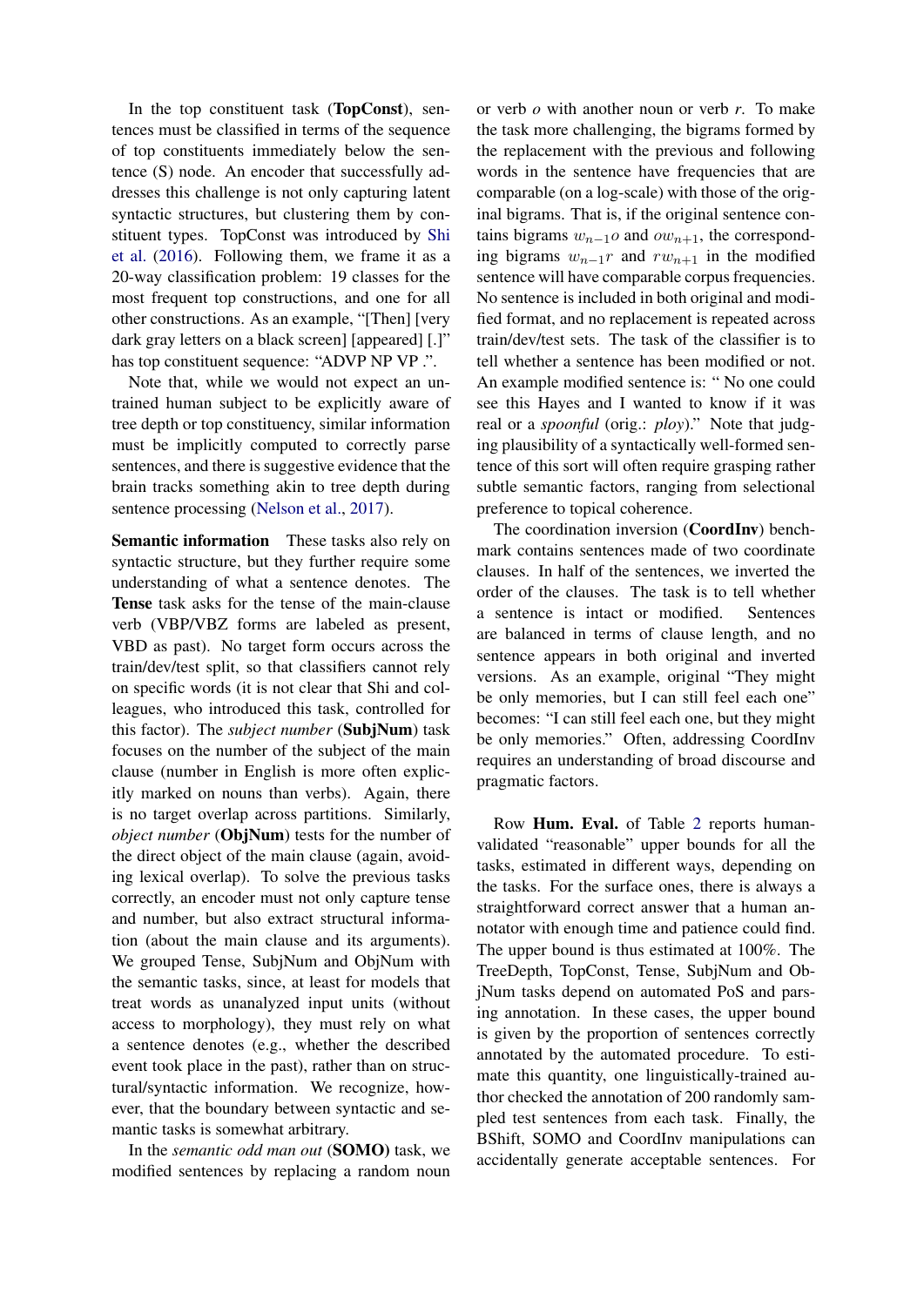In the top constituent task (**TopConst**), sentences must be classified in terms of the sequence of top constituents immediately below the sentence (S) node. An encoder that successfully addresses this challenge is not only capturing latent syntactic structures, but clustering them by constituent types. TopConst was introduced by Shi et al. (2016). Following them, we frame it as a 20-way classification problem: 19 classes for the most frequent top constructions, and one for all other constructions. As an example, "[Then] [very dark gray letters on a black screen] [appeared] [.]" has top constituent sequence: "ADVP NP VP .".

Note that, while we would not expect an untrained human subject to be explicitly aware of tree depth or top constituency, similar information must be implicitly computed to correctly parse sentences, and there is suggestive evidence that the brain tracks something akin to tree depth during sentence processing (Nelson et al., 2017).

**Semantic information** These tasks also rely on syntactic structure, but they further require some understanding of what a sentence denotes. The **Tense** task asks for the tense of the main-clause verb (VBP/VBZ forms are labeled as present, VBD as past). No target form occurs across the train/dev/test split, so that classifiers cannot rely on specific words (it is not clear that Shi and colleagues, who introduced this task, controlled for this factor). The *subject number* (**SubjNum**) task focuses on the number of the subject of the main clause (number in English is more often explicitly marked on nouns than verbs). Again, there is no target overlap across partitions. Similarly, *object number* (**ObjNum**) tests for the number of the direct object of the main clause (again, avoiding lexical overlap). To solve the previous tasks correctly, an encoder must not only capture tense and number, but also extract structural information (about the main clause and its arguments). We grouped Tense, SubjNum and ObjNum with the semantic tasks, since, at least for models that treat words as unanalyzed input units (without access to morphology), they must rely on what a sentence denotes (e.g., whether the described event took place in the past), rather than on structural/syntactic information. We recognize, however, that the boundary between syntactic and semantic tasks is somewhat arbitrary.

In the *semantic odd man out* (**SOMO**) task, we modified sentences by replacing a random noun or verb $o$ with another noun or verb $r$. To make the task more challenging, the bigrams formed by the replacement with the previous and following words in the sentence have frequencies that are comparable (on a log-scale) with those of the original bigrams. That is, if the original sentence contains bigrams $w_{n-1}o$ and $ow_{n+1}$, the corresponding bigrams $w_{n-1}r$ and $rw_{n+1}$ in the modified sentence will have comparable corpus frequencies. No sentence is included in both original and modified format, and no replacement is repeated across train/dev/test sets. The task of the classifier is to tell whether a sentence has been modified or not. An example modified sentence is: " No one could see this Hayes and I wanted to know if it was real or a *spoonful* (orig.: *ploy*)." Note that judging plausibility of a syntactically well-formed sentence of this sort will often require grasping rather subtle semantic factors, ranging from selectional preference to topical coherence.

The coordination inversion (**CoordInv**) benchmark contains sentences made of two coordinate clauses. In half of the sentences, we inverted the order of the clauses. The task is to tell whether a sentence is intact or modified. Sentences are balanced in terms of clause length, and no sentence appears in both original and inverted versions. As an example, original "They might be only memories, but I can still feel each one" becomes: "I can still feel each one, but they might be only memories." Often, addressing CoordInv requires an understanding of broad discourse and pragmatic factors.

Row **Hum. Eval.** of Table 2 reports human-validated "reasonable" upper bounds for all the tasks, estimated in different ways, depending on the tasks. For the surface ones, there is always a straightforward correct answer that a human annotator with enough time and patience could find. The upper bound is thus estimated at 100%. The TreeDepth, TopConst, Tense, SubjNum and ObjNum tasks depend on automated PoS and parsing annotation. In these cases, the upper bound is given by the proportion of sentences correctly annotated by the automated procedure. To estimate this quantity, one linguistically-trained author checked the annotation of 200 randomly sampled test sentences from each task. Finally, the BShift, SOMO and CoordInv manipulations can accidentally generate acceptable sentences. For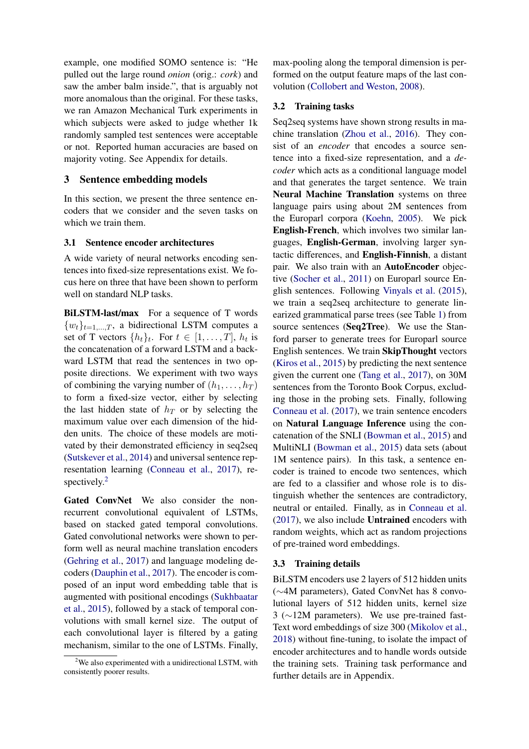example, one modified SOMO sentence is: "He pulled out the large round *onion* (orig.: *cork*) and saw the amber balm inside.", that is arguably not more anomalous than the original. For these tasks, we ran Amazon Mechanical Turk experiments in which subjects were asked to judge whether 1k randomly sampled test sentences were acceptable or not. Reported human accuracies are based on majority voting. See Appendix for details.

## 3 Sentence embedding models

In this section, we present the three sentence encoders that we consider and the seven tasks on which we train them.

### 3.1 Sentence encoder architectures

A wide variety of neural networks encoding sentences into fixed-size representations exist. We focus here on three that have been shown to perform well on standard NLP tasks.

**BiLSTM-last/max** For a sequence of T words $\{w_t\}_{t=1,\ldots,T}$, a bidirectional LSTM computes a set of T vectors $\{h_t\}_t$. For $t \in [1,\ldots,T]$, $h_t$ is the concatenation of a forward LSTM and a backward LSTM that read the sentences in two opposite directions. We experiment with two ways of combining the varying number of $(h_1,\ldots,h_T)$ to form a fixed-size vector, either by selecting the last hidden state of $h_T$ or by selecting the maximum value over each dimension of the hidden units. The choice of these models are motivated by their demonstrated efficiency in seq2seq (Sutskever et al., 2014) and universal sentence representation learning (Conneau et al., 2017), respectively.[2]

**Gated ConvNet** We also consider the non-recurrent convolutional equivalent of LSTMs, based on stacked gated temporal convolutions. Gated convolutional networks were shown to perform well as neural machine translation encoders (Gehring et al., 2017) and language modeling decoders (Dauphin et al., 2017). The encoder is composed of an input word embedding table that is augmented with positional encodings (Sukhbaatar et al., 2015), followed by a stack of temporal convolutions with small kernel size. The output of each convolutional layer is filtered by a gating mechanism, similar to the one of LSTMs. Finally, max-pooling along the temporal dimension is performed on the output feature maps of the last convolution (Collobert and Weston, 2008).

### 3.2 Training tasks

Seq2seq systems have shown strong results in machine translation (Zhou et al., 2016). They consist of an *encoder* that encodes a source sentence into a fixed-size representation, and a *decoder* which acts as a conditional language model and that generates the target sentence. We train **Neural Machine Translation** systems on three language pairs using about 2M sentences from the Europarl corpora (Koehn, 2005). We pick **English-French**, which involves two similar languages, **English-German**, involving larger syntactic differences, and **English-Finnish**, a distant pair. We also train with an **AutoEncoder** objective (Socher et al., 2011) on Europarl source English sentences. Following Vinyals et al. (2015), we train a seq2seq architecture to generate linearized grammatical parse trees (see Table 1) from source sentences (**Seq2Tree**). We use the Stanford parser to generate trees for Europarl source English sentences. We train **SkipThought** vectors (Kiros et al., 2015) by predicting the next sentence given the current one (Tang et al., 2017), on 30M sentences from the Toronto Book Corpus, excluding those in the probing sets. Finally, following Conneau et al. (2017), we train sentence encoders on **Natural Language Inference** using the concatenation of the SNLI (Bowman et al., 2015) and MultiNLI (Bowman et al., 2015) data sets (about 1M sentence pairs). In this task, a sentence encoder is trained to encode two sentences, which are fed to a classifier and whose role is to distinguish whether the sentences are contradictory, neutral or entailed. Finally, as in Conneau et al. (2017), we also include **Untrained** encoders with random weights, which act as random projections of pre-trained word embeddings.

### 3.3 Training details

BiLSTM encoders use 2 layers of 512 hidden units (~4M parameters), Gated ConvNet has 8 convolutional layers of 512 hidden units, kernel size 3 (~12M parameters). We use pre-trained fastText word embeddings of size 300 (Mikolov et al., 2018) without fine-tuning, to isolate the impact of encoder architectures and to handle words outside the training sets. Training task performance and further details are in Appendix.

[2]We also experimented with a unidirectional LSTM, with consistently poorer results.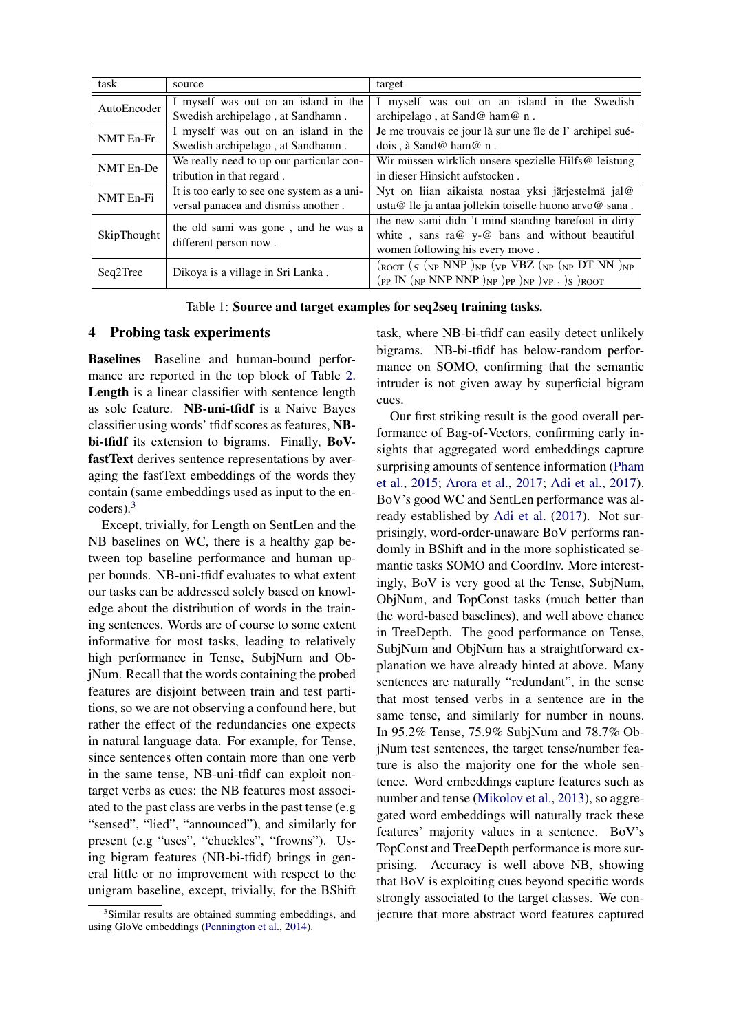| task | source | target |
|---|---|---|
| AutoEncoder | I myself was out on an island in the Swedish archipelago , at Sandhamn . | I myself was out on an island in the Swedish archipelago , at Sand@ ham@ n . |
| NMT En-Fr | I myself was out on an island in the Swedish archipelago , at Sandhamn . | Je me trouvais ce jour là sur une île de l' archipel suédois , à Sand@ ham@ n . |
| NMT En-De | We really need to up our particular contribution in that regard . | Wir müssen wirklich unsere spezielle Hilfs@ leistung in dieser Hinsicht aufstocken . |
| NMT En-Fi | It is too early to see one system as a universal panacea and dismiss another . | Nyt on liian aikaista nostaa yksi järjestelmä jal@ usta@ lle ja antaa jollekin toiselle huono arvo@ sana . |
| SkipThought | the old sami was gone , and he was a different person now . | the new sami didn 't mind standing barefoot in dirty white , sans ra@ y-@ bans and without beautiful women following his every move . |
| Seq2Tree | Dikoya is a village in Sri Lanka . | $(_{ROOT}$ $(_{S}$ $(_{NP}$ NNP $)_{NP}$ $(_{VP}$ VBZ $(_{NP}$ $(_{NP}$ DT NN $)_{NP}$ $(_{PP}$ IN $(_{NP}$ NNP NNP $)_{NP}$ $)_{PP}$ $)_{NP}$ $)_{VP}$ . $)_{S}$ $)_{ROOT}$ |

Table 1: **Source and target examples for seq2seq training tasks.**

## 4 Probing task experiments

**Baselines** Baseline and human-bound performance are reported in the top block of Table 2. **Length** is a linear classifier with sentence length as sole feature. **NB-uni-tfidf** is a Naive Bayes classifier using words' tfidf scores as features, **NB-bi-tfidf** its extension to bigrams. Finally, **BoV-fastText** derives sentence representations by averaging the fastText embeddings of the words they contain (same embeddings used as input to the encoders).[3]

Except, trivially, for Length on SentLen and the NB baselines on WC, there is a healthy gap between top baseline performance and human upper bounds. NB-uni-tfidf evaluates to what extent our tasks can be addressed solely based on knowledge about the distribution of words in the training sentences. Words are of course to some extent informative for most tasks, leading to relatively high performance in Tense, SubjNum and ObjNum. Recall that the words containing the probed features are disjoint between train and test partitions, so we are not observing a confound here, but rather the effect of the redundancies one expects in natural language data. For example, for Tense, since sentences often contain more than one verb in the same tense, NB-uni-tfidf can exploit non-target verbs as cues: the NB features most associated to the past class are verbs in the past tense (e.g "sensed", "lied", "announced"), and similarly for present (e.g "uses", "chuckles", "frowns"). Using bigram features (NB-bi-tfidf) brings in general little or no improvement with respect to the unigram baseline, except, trivially, for the BShift task, where NB-bi-tfidf can easily detect unlikely bigrams. NB-bi-tfidf has below-random performance on SOMO, confirming that the semantic intruder is not given away by superficial bigram cues.

Our first striking result is the good overall performance of Bag-of-Vectors, confirming early insights that aggregated word embeddings capture surprising amounts of sentence information (Pham et al., 2015; Arora et al., 2017; Adi et al., 2017). BoV's good WC and SentLen performance was already established by Adi et al. (2017). Not surprisingly, word-order-unaware BoV performs randomly in BShift and in the more sophisticated semantic tasks SOMO and CoordInv. More interestingly, BoV is very good at the Tense, SubjNum, ObjNum, and TopConst tasks (much better than the word-based baselines), and well above chance in TreeDepth. The good performance on Tense, SubjNum and ObjNum has a straightforward explanation we have already hinted at above. Many sentences are naturally "redundant", in the sense that most tensed verbs in a sentence are in the same tense, and similarly for number in nouns. In 95.2% Tense, 75.9% SubjNum and 78.7% ObjNum test sentences, the target tense/number feature is also the majority one for the whole sentence. Word embeddings capture features such as number and tense (Mikolov et al., 2013), so aggregated word embeddings will naturally track these features' majority values in a sentence. BoV's TopConst and TreeDepth performance is more surprising. Accuracy is well above NB, showing that BoV is exploiting cues beyond specific words strongly associated to the target classes. We conjecture that more abstract word features captured

[3]Similar results are obtained summing embeddings, and using GloVe embeddings (Pennington et al., 2014).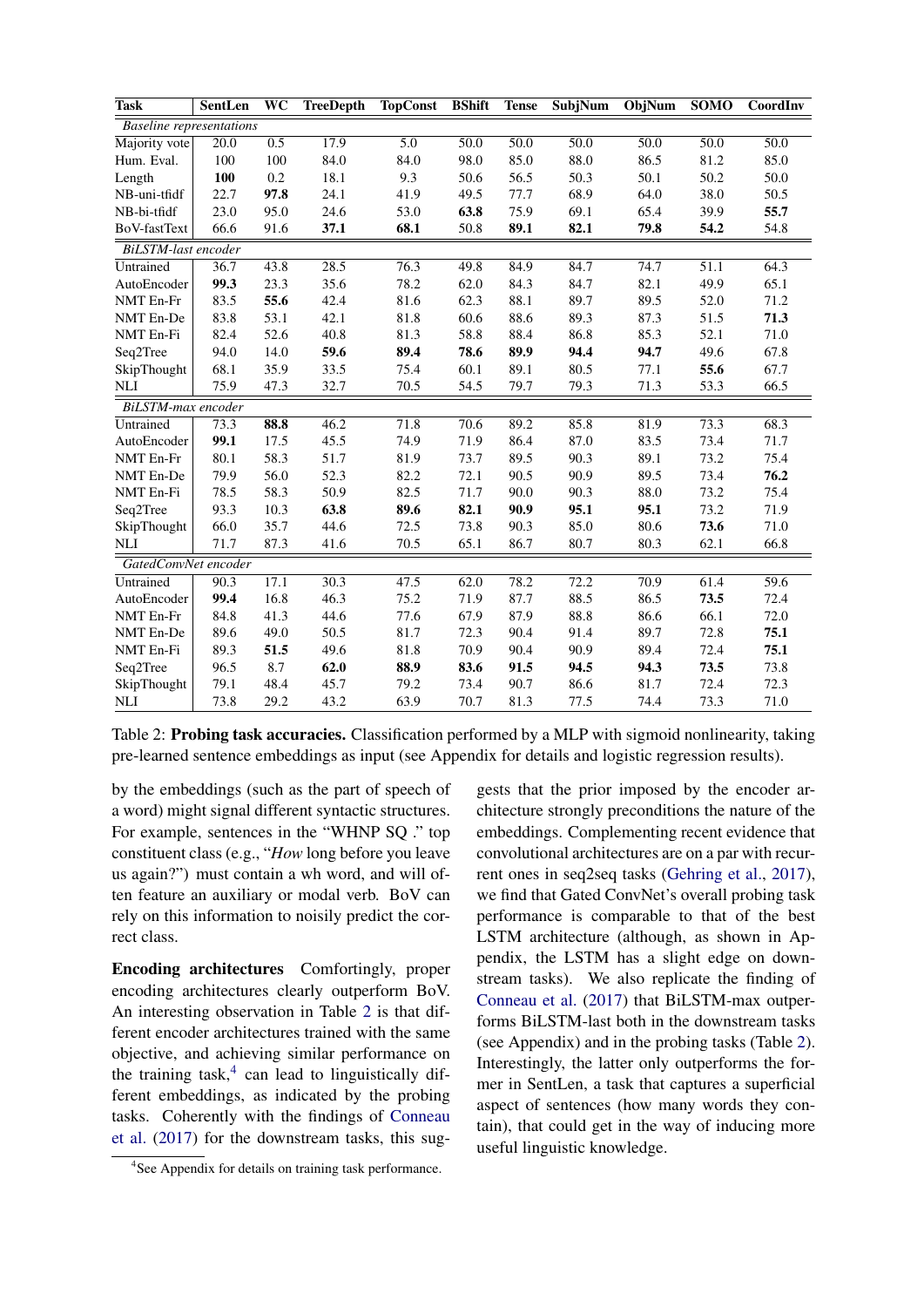| Task | SentLen | WC | TreeDepth | TopConst | BShift | Tense | SubjNum | ObjNum | SOMO | CoordInv |
|---|---|---|---|---|---|---|---|---|---|---|
| *Baseline representations* | | | | | | | | | | |
| Majority vote | 20.0 | 0.5 | 17.9 | 5.0 | 50.0 | 50.0 | 50.0 | 50.0 | 50.0 | 50.0 |
| Hum. Eval. | 100 | 100 | 84.0 | 84.0 | 98.0 | 85.0 | 88.0 | 86.5 | 81.2 | 85.0 |
| Length | **100** | 0.2 | 18.1 | 9.3 | 50.6 | 56.5 | 50.3 | 50.1 | 50.2 | 50.0 |
| NB-uni-tfidf | 22.7 | **97.8** | 24.1 | 41.9 | 49.5 | 77.7 | 68.9 | 64.0 | 38.0 | 50.5 |
| NB-bi-tfidf | 23.0 | 95.0 | 24.6 | 53.0 | **63.8** | 75.9 | 69.1 | 65.4 | 39.9 | **55.7** |
| BoV-fastText | 66.6 | 91.6 | **37.1** | **68.1** | 50.8 | **89.1** | **82.1** | **79.8** | **54.2** | 54.8 |
| *BiLSTM-last encoder* | | | | | | | | | | |
| Untrained | 36.7 | 43.8 | 28.5 | 76.3 | 49.8 | 84.9 | 84.7 | 74.7 | 51.1 | 64.3 |
| AutoEncoder | **99.3** | 23.3 | 35.6 | 78.2 | 62.0 | 84.3 | 84.7 | 82.1 | 49.9 | 65.1 |
| NMT En-Fr | 83.5 | **55.6** | 42.4 | 81.6 | 62.3 | 88.1 | 89.7 | 89.5 | 52.0 | 71.2 |
| NMT En-De | 83.8 | 53.1 | 42.1 | 81.8 | 60.6 | 88.6 | 89.3 | 87.3 | 51.5 | **71.3** |
| NMT En-Fi | 82.4 | 52.6 | 40.8 | 81.3 | 58.8 | 88.4 | 86.8 | 85.3 | 52.1 | 71.0 |
| Seq2Tree | 94.0 | 14.0 | **59.6** | **89.4** | **78.6** | **89.9** | **94.4** | **94.7** | 49.6 | 67.8 |
| SkipThought | 68.1 | 35.9 | 33.5 | 75.4 | 60.1 | 89.1 | 80.5 | 77.1 | **55.6** | 67.7 |
| NLI | 75.9 | 47.3 | 32.7 | 70.5 | 54.5 | 79.7 | 79.3 | 71.3 | 53.3 | 66.5 |
| *BiLSTM-max encoder* | | | | | | | | | | |
| Untrained | 73.3 | **88.8** | 46.2 | 71.8 | 70.6 | 89.2 | 85.8 | 81.9 | 73.3 | 68.3 |
| AutoEncoder | **99.1** | 17.5 | 45.5 | 74.9 | 71.9 | 86.4 | 87.0 | 83.5 | 73.4 | 71.7 |
| NMT En-Fr | 80.1 | 58.3 | 51.7 | 81.9 | 73.7 | 89.5 | 90.3 | 89.1 | 73.2 | 75.4 |
| NMT En-De | 79.9 | 56.0 | 52.3 | 82.2 | 72.1 | 90.5 | 90.9 | 89.5 | 73.4 | **76.2** |
| NMT En-Fi | 78.5 | 58.3 | 50.9 | 82.5 | 71.7 | 90.0 | 90.3 | 88.0 | 73.2 | 75.4 |
| Seq2Tree | 93.3 | 10.3 | **63.8** | **89.6** | **82.1** | **90.9** | **95.1** | **95.1** | 73.2 | 71.9 |
| SkipThought | 66.0 | 35.7 | 44.6 | 72.5 | 73.8 | 90.3 | 85.0 | 80.6 | **73.6** | 71.0 |
| NLI | 71.7 | 87.3 | 41.6 | 70.5 | 65.1 | 86.7 | 80.7 | 80.3 | 62.1 | 66.8 |
| *GatedConvNet encoder* | | | | | | | | | | |
| Untrained | 90.3 | 17.1 | 30.3 | 47.5 | 62.0 | 78.2 | 72.2 | 70.9 | 61.4 | 59.6 |
| AutoEncoder | **99.4** | 16.8 | 46.3 | 75.2 | 71.9 | 87.7 | 88.5 | 86.5 | **73.5** | 72.4 |
| NMT En-Fr | 84.8 | 41.3 | 44.6 | 77.6 | 67.9 | 87.9 | 88.8 | 86.6 | 66.1 | 72.0 |
| NMT En-De | 89.6 | 49.0 | 50.5 | 81.7 | 72.3 | 90.4 | 91.4 | 89.7 | 72.8 | **75.1** |
| NMT En-Fi | 89.3 | **51.5** | 49.6 | 81.8 | 70.9 | 90.4 | 90.9 | 89.4 | 72.4 | **75.1** |
| Seq2Tree | 96.5 | 8.7 | **62.0** | **88.9** | **83.6** | **91.5** | **94.5** | **94.3** | **73.5** | 73.8 |
| SkipThought | 79.1 | 48.4 | 45.7 | 79.2 | 73.4 | 90.7 | 86.6 | 81.7 | 72.4 | 72.3 |
| NLI | 73.8 | 29.2 | 43.2 | 63.9 | 70.7 | 81.3 | 77.5 | 74.4 | 73.3 | 71.0 |

Table 2: **Probing task accuracies.** Classification performed by a MLP with sigmoid nonlinearity, taking pre-learned sentence embeddings as input (see Appendix for details and logistic regression results).

by the embeddings (such as the part of speech of a word) might signal different syntactic structures. For example, sentences in the "WHNP SQ ." top constituent class (e.g., "*How* long before you leave us again?") must contain a wh word, and will often feature an auxiliary or modal verb. BoV can rely on this information to noisily predict the correct class.

**Encoding architectures** Comfortingly, proper encoding architectures clearly outperform BoV. An interesting observation in Table 2 is that different encoder architectures trained with the same objective, and achieving similar performance on the training task,[4] can lead to linguistically different embeddings, as indicated by the probing tasks. Coherently with the findings of Conneau et al. (2017) for the downstream tasks, this suggests that the prior imposed by the encoder architecture strongly preconditions the nature of the embeddings. Complementing recent evidence that convolutional architectures are on a par with recurrent ones in seq2seq tasks (Gehring et al., 2017), we find that Gated ConvNet's overall probing task performance is comparable to that of the best LSTM architecture (although, as shown in Appendix, the LSTM has a slight edge on downstream tasks). We also replicate the finding of Conneau et al. (2017) that BiLSTM-max outperforms BiLSTM-last both in the downstream tasks (see Appendix) and in the probing tasks (Table 2). Interestingly, the latter only outperforms the former in SentLen, a task that captures a superficial aspect of sentences (how many words they contain), that could get in the way of inducing more useful linguistic knowledge.

[4]See Appendix for details on training task performance.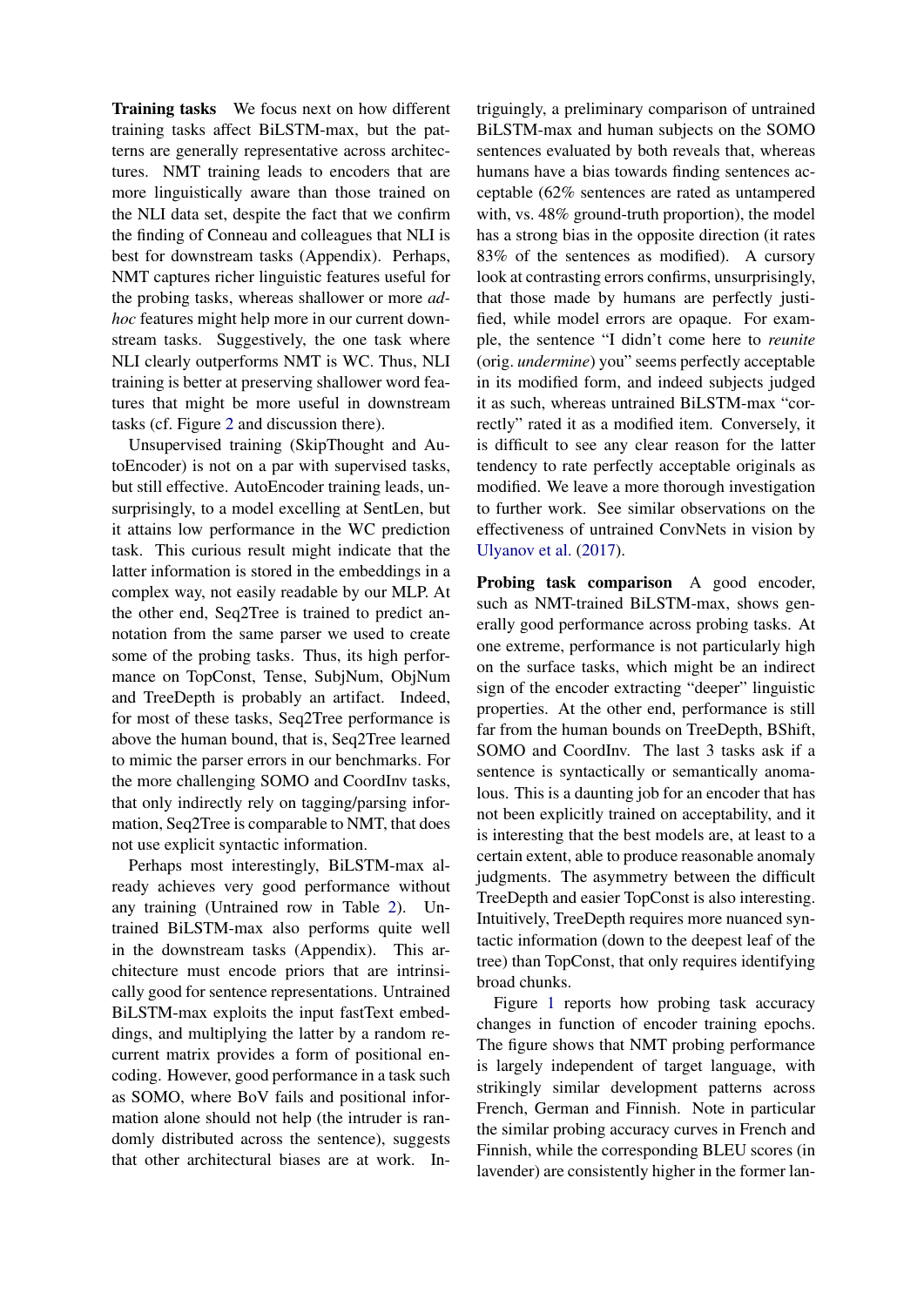**Training tasks** We focus next on how different training tasks affect BiLSTM-max, but the patterns are generally representative across architectures. NMT training leads to encoders that are more linguistically aware than those trained on the NLI data set, despite the fact that we confirm the finding of Conneau and colleagues that NLI is best for downstream tasks (Appendix). Perhaps, NMT captures richer linguistic features useful for the probing tasks, whereas shallower or more *ad-hoc* features might help more in our current downstream tasks. Suggestively, the one task where NLI clearly outperforms NMT is WC. Thus, NLI training is better at preserving shallower word features that might be more useful in downstream tasks (cf. Figure 2 and discussion there).

Unsupervised training (SkipThought and AutoEncoder) is not on a par with supervised tasks, but still effective. AutoEncoder training leads, unsurprisingly, to a model excelling at SentLen, but it attains low performance in the WC prediction task. This curious result might indicate that the latter information is stored in the embeddings in a complex way, not easily readable by our MLP. At the other end, Seq2Tree is trained to predict annotation from the same parser we used to create some of the probing tasks. Thus, its high performance on TopConst, Tense, SubjNum, ObjNum and TreeDepth is probably an artifact. Indeed, for most of these tasks, Seq2Tree performance is above the human bound, that is, Seq2Tree learned to mimic the parser errors in our benchmarks. For the more challenging SOMO and CoordInv tasks, that only indirectly rely on tagging/parsing information, Seq2Tree is comparable to NMT, that does not use explicit syntactic information.

Perhaps most interestingly, BiLSTM-max already achieves very good performance without any training (Untrained row in Table 2). Untrained BiLSTM-max also performs quite well in the downstream tasks (Appendix). This architecture must encode priors that are intrinsically good for sentence representations. Untrained BiLSTM-max exploits the input fastText embeddings, and multiplying the latter by a random recurrent matrix provides a form of positional encoding. However, good performance in a task such as SOMO, where BoV fails and positional information alone should not help (the intruder is randomly distributed across the sentence), suggests that other architectural biases are at work. Intriguingly, a preliminary comparison of untrained BiLSTM-max and human subjects on the SOMO sentences evaluated by both reveals that, whereas humans have a bias towards finding sentences acceptable (62% sentences are rated as untampered with, vs. 48% ground-truth proportion), the model has a strong bias in the opposite direction (it rates 83% of the sentences as modified). A cursory look at contrasting errors confirms, unsurprisingly, that those made by humans are perfectly justified, while model errors are opaque. For example, the sentence "I didn't come here to *reunite* (orig. *undermine*) you" seems perfectly acceptable in its modified form, and indeed subjects judged it as such, whereas untrained BiLSTM-max "correctly" rated it as a modified item. Conversely, it is difficult to see any clear reason for the latter tendency to rate perfectly acceptable originals as modified. We leave a more thorough investigation to further work. See similar observations on the effectiveness of untrained ConvNets in vision by Ulyanov et al. (2017).

**Probing task comparison** A good encoder, such as NMT-trained BiLSTM-max, shows generally good performance across probing tasks. At one extreme, performance is not particularly high on the surface tasks, which might be an indirect sign of the encoder extracting "deeper" linguistic properties. At the other end, performance is still far from the human bounds on TreeDepth, BShift, SOMO and CoordInv. The last 3 tasks ask if a sentence is syntactically or semantically anomalous. This is a daunting job for an encoder that has not been explicitly trained on acceptability, and it is interesting that the best models are, at least to a certain extent, able to produce reasonable anomaly judgments. The asymmetry between the difficult TreeDepth and easier TopConst is also interesting. Intuitively, TreeDepth requires more nuanced syntactic information (down to the deepest leaf of the tree) than TopConst, that only requires identifying broad chunks.

Figure 1 reports how probing task accuracy changes in function of encoder training epochs. The figure shows that NMT probing performance is largely independent of target language, with strikingly similar development patterns across French, German and Finnish. Note in particular the similar probing accuracy curves in French and Finnish, while the corresponding BLEU scores (in lavender) are consistently higher in the former lan-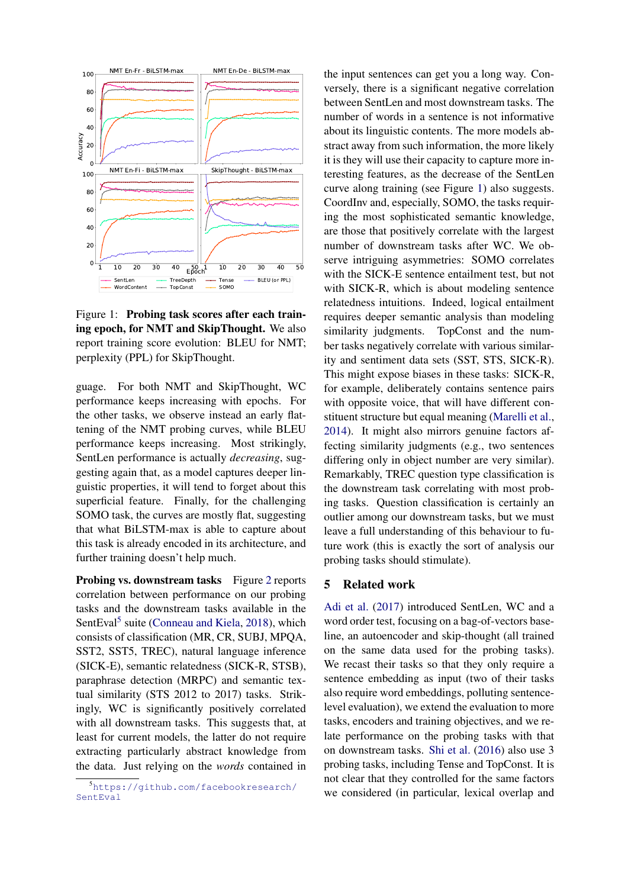Figure 1: **Probing task scores after each training epoch, for NMT and SkipThought.** We also report training score evolution: BLEU for NMT; perplexity (PPL) for SkipThought.

guage. For both NMT and SkipThought, WC performance keeps increasing with epochs. For the other tasks, we observe instead an early flattening of the NMT probing curves, while BLEU performance keeps increasing. Most strikingly, SentLen performance is actually *decreasing*, suggesting again that, as a model captures deeper linguistic properties, it will tend to forget about this superficial feature. Finally, for the challenging SOMO task, the curves are mostly flat, suggesting that what BiLSTM-max is able to capture about this task is already encoded in its architecture, and further training doesn't help much.

**Probing vs. downstream tasks** Figure 2 reports correlation between performance on our probing tasks and the downstream tasks available in the SentEval[5] suite (Conneau and Kiela, 2018), which consists of classification (MR, CR, SUBJ, MPQA, SST2, SST5, TREC), natural language inference (SICK-E), semantic relatedness (SICK-R, STSB), paraphrase detection (MRPC) and semantic textual similarity (STS 2012 to 2017) tasks. Strikingly, WC is significantly positively correlated with all downstream tasks. This suggests that, at least for current models, the latter do not require extracting particularly abstract knowledge from the data. Just relying on the *words* contained in the input sentences can get you a long way. Conversely, there is a significant negative correlation between SentLen and most downstream tasks. The number of words in a sentence is not informative about its linguistic contents. The more models abstract away from such information, the more likely it is they will use their capacity to capture more interesting features, as the decrease of the SentLen curve along training (see Figure 1) also suggests. CoordInv and, especially, SOMO, the tasks requiring the most sophisticated semantic knowledge, are those that positively correlate with the largest number of downstream tasks after WC. We observe intriguing asymmetries: SOMO correlates with the SICK-E sentence entailment test, but not with SICK-R, which is about modeling sentence relatedness intuitions. Indeed, logical entailment requires deeper semantic analysis than modeling similarity judgments. TopConst and the number tasks negatively correlate with various similarity and sentiment data sets (SST, STS, SICK-R). This might expose biases in these tasks: SICK-R, for example, deliberately contains sentence pairs with opposite voice, that will have different constituent structure but equal meaning (Marelli et al., 2014). It might also mirrors genuine factors affecting similarity judgments (e.g., two sentences differing only in object number are very similar). Remarkably, TREC question type classification is the downstream task correlating with most probing tasks. Question classification is certainly an outlier among our downstream tasks, but we must leave a full understanding of this behaviour to future work (this is exactly the sort of analysis our probing tasks should stimulate).

## 5 Related work

Adi et al. (2017) introduced SentLen, WC and a word order test, focusing on a bag-of-vectors baseline, an autoencoder and skip-thought (all trained on the same data used for the probing tasks). We recast their tasks so that they only require a sentence embedding as input (two of their tasks also require word embeddings, polluting sentence-level evaluation), we extend the evaluation to more tasks, encoders and training objectives, and we relate performance on the probing tasks with that on downstream tasks. Shi et al. (2016) also use 3 probing tasks, including Tense and TopConst. It is not clear that they controlled for the same factors we considered (in particular, lexical overlap and

[5] https://github.com/facebookresearch/SentEval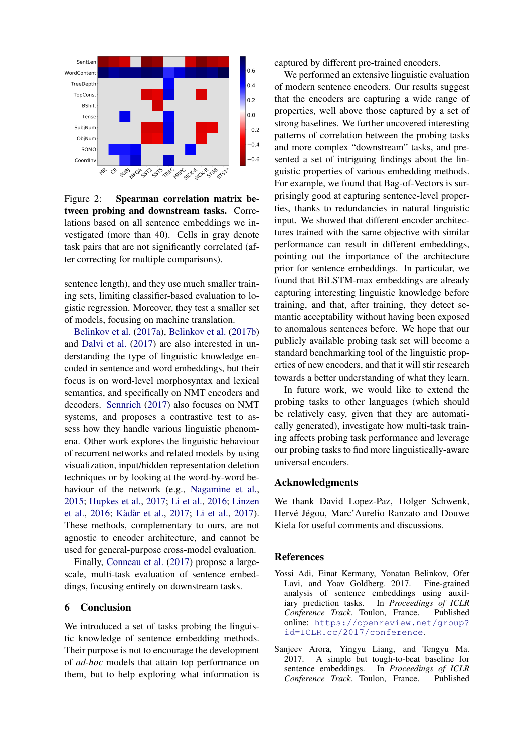Figure 2: **Spearman correlation matrix between probing and downstream tasks.** Correlations based on all sentence embeddings we investigated (more than 40). Cells in gray denote task pairs that are not significantly correlated (after correcting for multiple comparisons).

sentence length), and they use much smaller training sets, limiting classifier-based evaluation to logistic regression. Moreover, they test a smaller set of models, focusing on machine translation.

Belinkov et al. (2017a), Belinkov et al. (2017b) and Dalvi et al. (2017) are also interested in understanding the type of linguistic knowledge encoded in sentence and word embeddings, but their focus is on word-level morphosyntax and lexical semantics, and specifically on NMT encoders and decoders. Sennrich (2017) also focuses on NMT systems, and proposes a contrastive test to assess how they handle various linguistic phenomena. Other work explores the linguistic behaviour of recurrent networks and related models by using visualization, input/hidden representation deletion techniques or by looking at the word-by-word behaviour of the network (e.g., Nagamine et al., 2015; Hupkes et al., 2017; Li et al., 2016; Linzen et al., 2016; Kàdàr et al., 2017; Li et al., 2017). These methods, complementary to ours, are not agnostic to encoder architecture, and cannot be used for general-purpose cross-model evaluation.

Finally, Conneau et al. (2017) propose a large-scale, multi-task evaluation of sentence embeddings, focusing entirely on downstream tasks.

## 6 Conclusion

We introduced a set of tasks probing the linguistic knowledge of sentence embedding methods. Their purpose is not to encourage the development of *ad-hoc* models that attain top performance on them, but to help exploring what information is captured by different pre-trained encoders.

We performed an extensive linguistic evaluation of modern sentence encoders. Our results suggest that the encoders are capturing a wide range of properties, well above those captured by a set of strong baselines. We further uncovered interesting patterns of correlation between the probing tasks and more complex "downstream" tasks, and presented a set of intriguing findings about the linguistic properties of various embedding methods. For example, we found that Bag-of-Vectors is surprisingly good at capturing sentence-level properties, thanks to redundancies in natural linguistic input. We showed that different encoder architectures trained with the same objective with similar performance can result in different embeddings, pointing out the importance of the architecture prior for sentence embeddings. In particular, we found that BiLSTM-max embeddings are already capturing interesting linguistic knowledge before training, and that, after training, they detect semantic acceptability without having been exposed to anomalous sentences before. We hope that our publicly available probing task set will become a standard benchmarking tool of the linguistic properties of new encoders, and that it will stir research towards a better understanding of what they learn.

In future work, we would like to extend the probing tasks to other languages (which should be relatively easy, given that they are automatically generated), investigate how multi-task training affects probing task performance and leverage our probing tasks to find more linguistically-aware universal encoders.

## Acknowledgments

We thank David Lopez-Paz, Holger Schwenk, Hervé Jégou, Marc'Aurelio Ranzato and Douwe Kiela for useful comments and discussions.

## References

Yossi Adi, Einat Kermany, Yonatan Belinkov, Ofer Lavi, and Yoav Goldberg. 2017. Fine-grained analysis of sentence embeddings using auxiliary prediction tasks. In *Proceedings of ICLR Conference Track*. Toulon, France. Published online: https://openreview.net/group?id=ICLR.cc/2017/conference.

Sanjeev Arora, Yingyu Liang, and Tengyu Ma. 2017. A simple but tough-to-beat baseline for sentence embeddings. In *Proceedings of ICLR Conference Track*. Toulon, France. Published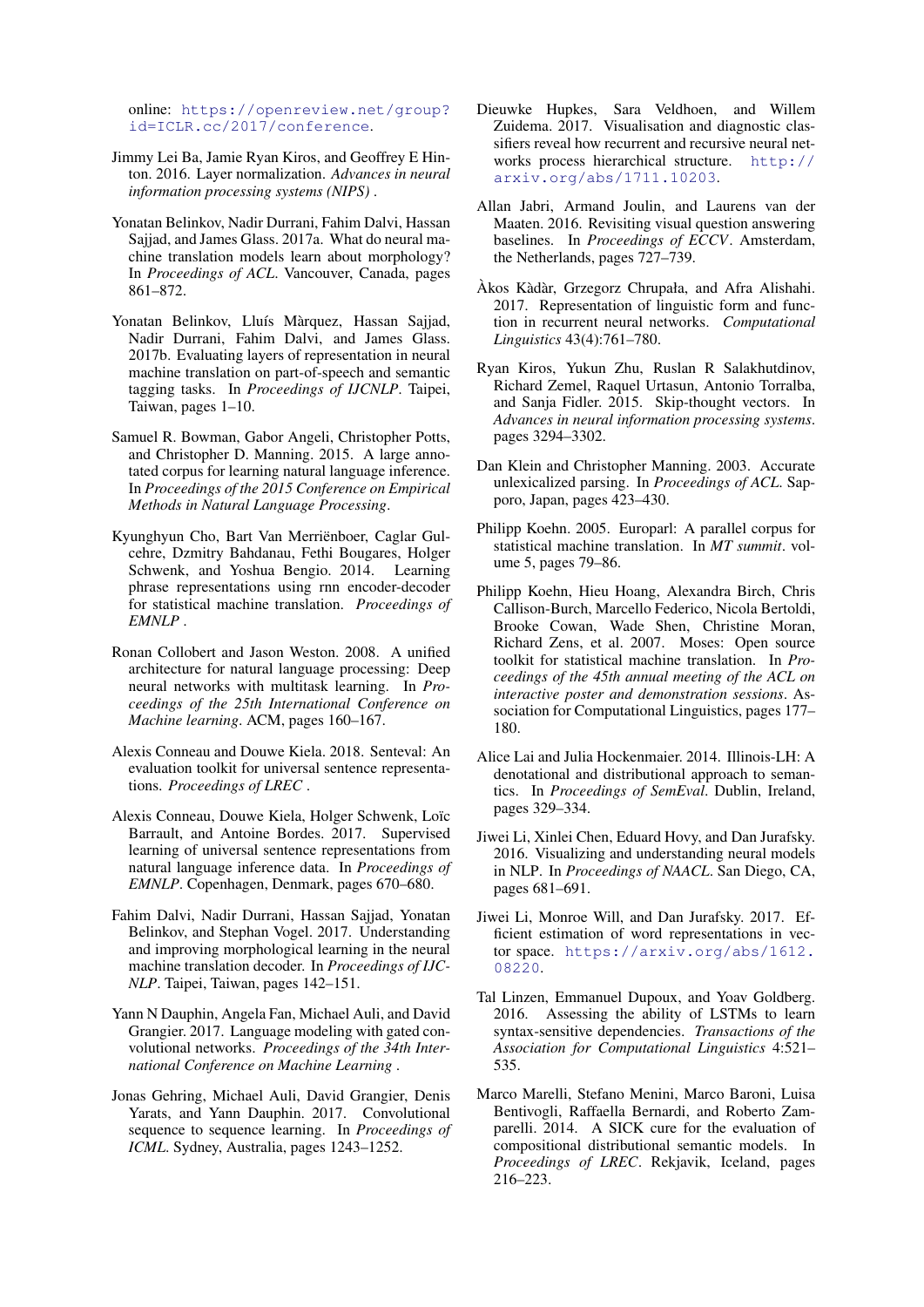online: https://openreview.net/group?id=ICLR.cc/2017/conference.

Jimmy Lei Ba, Jamie Ryan Kiros, and Geoffrey E Hinton. 2016. Layer normalization. *Advances in neural information processing systems (NIPS)* .

Yonatan Belinkov, Nadir Durrani, Fahim Dalvi, Hassan Sajjad, and James Glass. 2017a. What do neural machine translation models learn about morphology? In *Proceedings of ACL*. Vancouver, Canada, pages 861–872.

Yonatan Belinkov, Lluís Màrquez, Hassan Sajjad, Nadir Durrani, Fahim Dalvi, and James Glass. 2017b. Evaluating layers of representation in neural machine translation on part-of-speech and semantic tagging tasks. In *Proceedings of IJCNLP*. Taipei, Taiwan, pages 1–10.

Samuel R. Bowman, Gabor Angeli, Christopher Potts, and Christopher D. Manning. 2015. A large annotated corpus for learning natural language inference. In *Proceedings of the 2015 Conference on Empirical Methods in Natural Language Processing*.

Kyunghyun Cho, Bart Van Merriënboer, Caglar Gulcehre, Dzmitry Bahdanau, Fethi Bougares, Holger Schwenk, and Yoshua Bengio. 2014. Learning phrase representations using rnn encoder-decoder for statistical machine translation. *Proceedings of EMNLP* .

Ronan Collobert and Jason Weston. 2008. A unified architecture for natural language processing: Deep neural networks with multitask learning. In *Proceedings of the 25th International Conference on Machine learning*. ACM, pages 160–167.

Alexis Conneau and Douwe Kiela. 2018. Senteval: An evaluation toolkit for universal sentence representations. *Proceedings of LREC* .

Alexis Conneau, Douwe Kiela, Holger Schwenk, Loïc Barrault, and Antoine Bordes. 2017. Supervised learning of universal sentence representations from natural language inference data. In *Proceedings of EMNLP*. Copenhagen, Denmark, pages 670–680.

Fahim Dalvi, Nadir Durrani, Hassan Sajjad, Yonatan Belinkov, and Stephan Vogel. 2017. Understanding and improving morphological learning in the neural machine translation decoder. In *Proceedings of IJCNLP*. Taipei, Taiwan, pages 142–151.

Yann N Dauphin, Angela Fan, Michael Auli, and David Grangier. 2017. Language modeling with gated convolutional networks. *Proceedings of the 34th International Conference on Machine Learning* .

Jonas Gehring, Michael Auli, David Grangier, Denis Yarats, and Yann Dauphin. 2017. Convolutional sequence to sequence learning. In *Proceedings of ICML*. Sydney, Australia, pages 1243–1252.

Dieuwke Hupkes, Sara Veldhoen, and Willem Zuidema. 2017. Visualisation and diagnostic classifiers reveal how recurrent and recursive neural networks process hierarchical structure. http://arxiv.org/abs/1711.10203.

Allan Jabri, Armand Joulin, and Laurens van der Maaten. 2016. Revisiting visual question answering baselines. In *Proceedings of ECCV*. Amsterdam, the Netherlands, pages 727–739.

Àkos Kàdàr, Grzegorz Chrupała, and Afra Alishahi. 2017. Representation of linguistic form and function in recurrent neural networks. *Computational Linguistics* 43(4):761–780.

Ryan Kiros, Yukun Zhu, Ruslan R Salakhutdinov, Richard Zemel, Raquel Urtasun, Antonio Torralba, and Sanja Fidler. 2015. Skip-thought vectors. In *Advances in neural information processing systems*. pages 3294–3302.

Dan Klein and Christopher Manning. 2003. Accurate unlexicalized parsing. In *Proceedings of ACL*. Sapporo, Japan, pages 423–430.

Philipp Koehn. 2005. Europarl: A parallel corpus for statistical machine translation. In *MT summit*. volume 5, pages 79–86.

Philipp Koehn, Hieu Hoang, Alexandra Birch, Chris Callison-Burch, Marcello Federico, Nicola Bertoldi, Brooke Cowan, Wade Shen, Christine Moran, Richard Zens, et al. 2007. Moses: Open source toolkit for statistical machine translation. In *Proceedings of the 45th annual meeting of the ACL on interactive poster and demonstration sessions*. Association for Computational Linguistics, pages 177–180.

Alice Lai and Julia Hockenmaier. 2014. Illinois-LH: A denotational and distributional approach to semantics. In *Proceedings of SemEval*. Dublin, Ireland, pages 329–334.

Jiwei Li, Xinlei Chen, Eduard Hovy, and Dan Jurafsky. 2016. Visualizing and understanding neural models in NLP. In *Proceedings of NAACL*. San Diego, CA, pages 681–691.

Jiwei Li, Monroe Will, and Dan Jurafsky. 2017. Efficient estimation of word representations in vector space. https://arxiv.org/abs/1612.08220.

Tal Linzen, Emmanuel Dupoux, and Yoav Goldberg. 2016. Assessing the ability of LSTMs to learn syntax-sensitive dependencies. *Transactions of the Association for Computational Linguistics* 4:521–535.

Marco Marelli, Stefano Menini, Marco Baroni, Luisa Bentivogli, Raffaella Bernardi, and Roberto Zamparelli. 2014. A SICK cure for the evaluation of compositional distributional semantic models. In *Proceedings of LREC*. Rekjavik, Iceland, pages 216–223.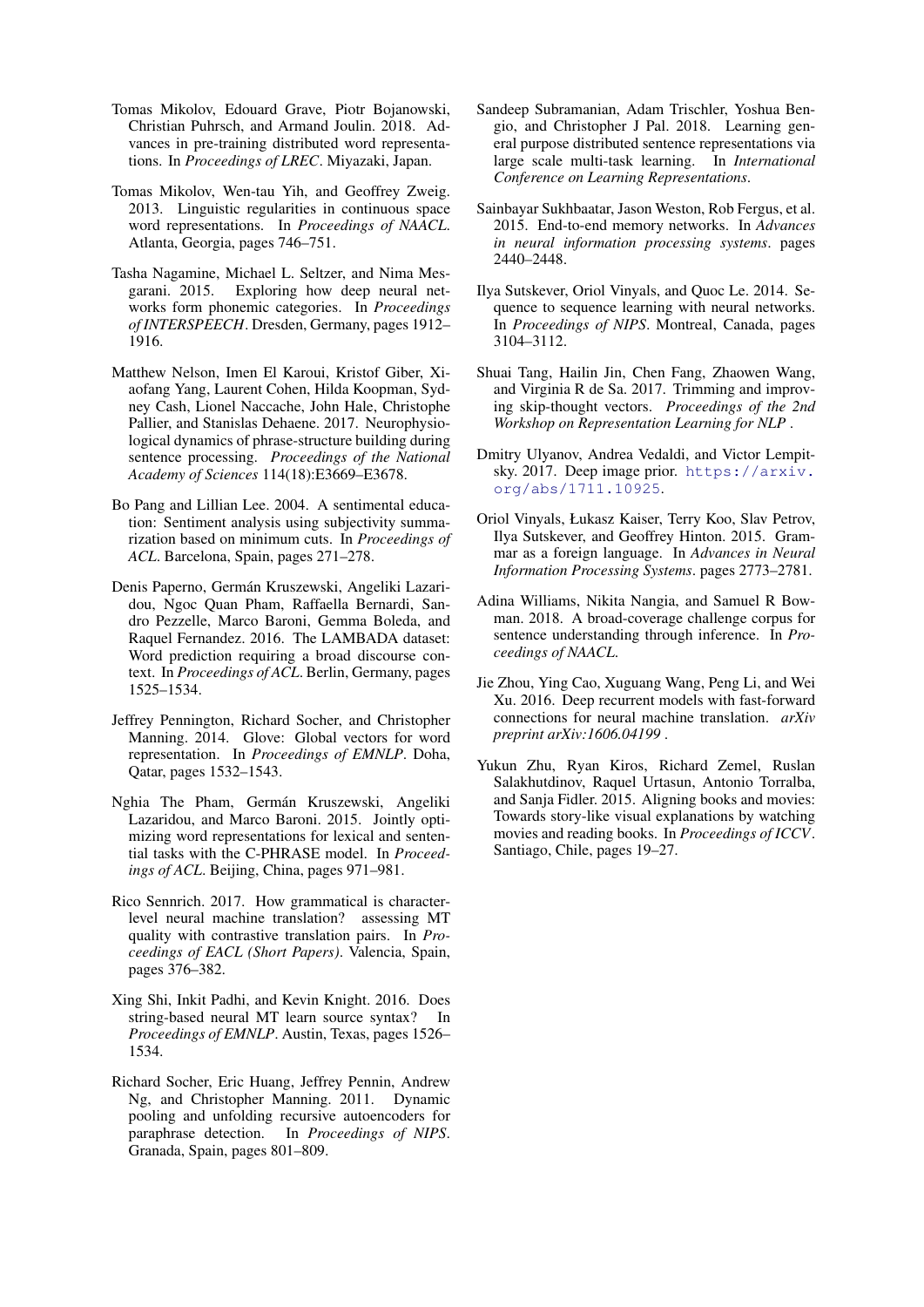Tomas Mikolov, Edouard Grave, Piotr Bojanowski, Christian Puhrsch, and Armand Joulin. 2018. Advances in pre-training distributed word representations. In *Proceedings of LREC*. Miyazaki, Japan.

Tomas Mikolov, Wen-tau Yih, and Geoffrey Zweig. 2013. Linguistic regularities in continuous space word representations. In *Proceedings of NAACL*. Atlanta, Georgia, pages 746–751.

Tasha Nagamine, Michael L. Seltzer, and Nima Mesgarani. 2015. Exploring how deep neural networks form phonemic categories. In *Proceedings of INTERSPEECH*. Dresden, Germany, pages 1912–1916.

Matthew Nelson, Imen El Karoui, Kristof Giber, Xiaofang Yang, Laurent Cohen, Hilda Koopman, Sydney Cash, Lionel Naccache, John Hale, Christophe Pallier, and Stanislas Dehaene. 2017. Neurophysiological dynamics of phrase-structure building during sentence processing. *Proceedings of the National Academy of Sciences* 114(18):E3669–E3678.

Bo Pang and Lillian Lee. 2004. A sentimental education: Sentiment analysis using subjectivity summarization based on minimum cuts. In *Proceedings of ACL*. Barcelona, Spain, pages 271–278.

Denis Paperno, Germán Kruszewski, Angeliki Lazaridou, Ngoc Quan Pham, Raffaella Bernardi, Sandro Pezzelle, Marco Baroni, Gemma Boleda, and Raquel Fernandez. 2016. The LAMBADA dataset: Word prediction requiring a broad discourse context. In *Proceedings of ACL*. Berlin, Germany, pages 1525–1534.

Jeffrey Pennington, Richard Socher, and Christopher Manning. 2014. Glove: Global vectors for word representation. In *Proceedings of EMNLP*. Doha, Qatar, pages 1532–1543.

Nghia The Pham, Germán Kruszewski, Angeliki Lazaridou, and Marco Baroni. 2015. Jointly optimizing word representations for lexical and sentential tasks with the C-PHRASE model. In *Proceedings of ACL*. Beijing, China, pages 971–981.

Rico Sennrich. 2017. How grammatical is character-level neural machine translation? assessing MT quality with contrastive translation pairs. In *Proceedings of EACL (Short Papers)*. Valencia, Spain, pages 376–382.

Xing Shi, Inkit Padhi, and Kevin Knight. 2016. Does string-based neural MT learn source syntax? In *Proceedings of EMNLP*. Austin, Texas, pages 1526–1534.

Richard Socher, Eric Huang, Jeffrey Pennin, Andrew Ng, and Christopher Manning. 2011. Dynamic pooling and unfolding recursive autoencoders for paraphrase detection. In *Proceedings of NIPS*. Granada, Spain, pages 801–809.

Sandeep Subramanian, Adam Trischler, Yoshua Bengio, and Christopher J Pal. 2018. Learning general purpose distributed sentence representations via large scale multi-task learning. In *International Conference on Learning Representations*.

Sainbayar Sukhbaatar, Jason Weston, Rob Fergus, et al. 2015. End-to-end memory networks. In *Advances in neural information processing systems*. pages 2440–2448.

Ilya Sutskever, Oriol Vinyals, and Quoc Le. 2014. Sequence to sequence learning with neural networks. In *Proceedings of NIPS*. Montreal, Canada, pages 3104–3112.

Shuai Tang, Hailin Jin, Chen Fang, Zhaowen Wang, and Virginia R de Sa. 2017. Trimming and improving skip-thought vectors. *Proceedings of the 2nd Workshop on Representation Learning for NLP* .

Dmitry Ulyanov, Andrea Vedaldi, and Victor Lempitsky. 2017. Deep image prior. https://arxiv.org/abs/1711.10925.

Oriol Vinyals, Łukasz Kaiser, Terry Koo, Slav Petrov, Ilya Sutskever, and Geoffrey Hinton. 2015. Grammar as a foreign language. In *Advances in Neural Information Processing Systems*. pages 2773–2781.

Adina Williams, Nikita Nangia, and Samuel R Bowman. 2018. A broad-coverage challenge corpus for sentence understanding through inference. In *Proceedings of NAACL*.

Jie Zhou, Ying Cao, Xuguang Wang, Peng Li, and Wei Xu. 2016. Deep recurrent models with fast-forward connections for neural machine translation. *arXiv preprint arXiv:1606.04199* .

Yukun Zhu, Ryan Kiros, Richard Zemel, Ruslan Salakhutdinov, Raquel Urtasun, Antonio Torralba, and Sanja Fidler. 2015. Aligning books and movies: Towards story-like visual explanations by watching movies and reading books. In *Proceedings of ICCV*. Santiago, Chile, pages 19–27.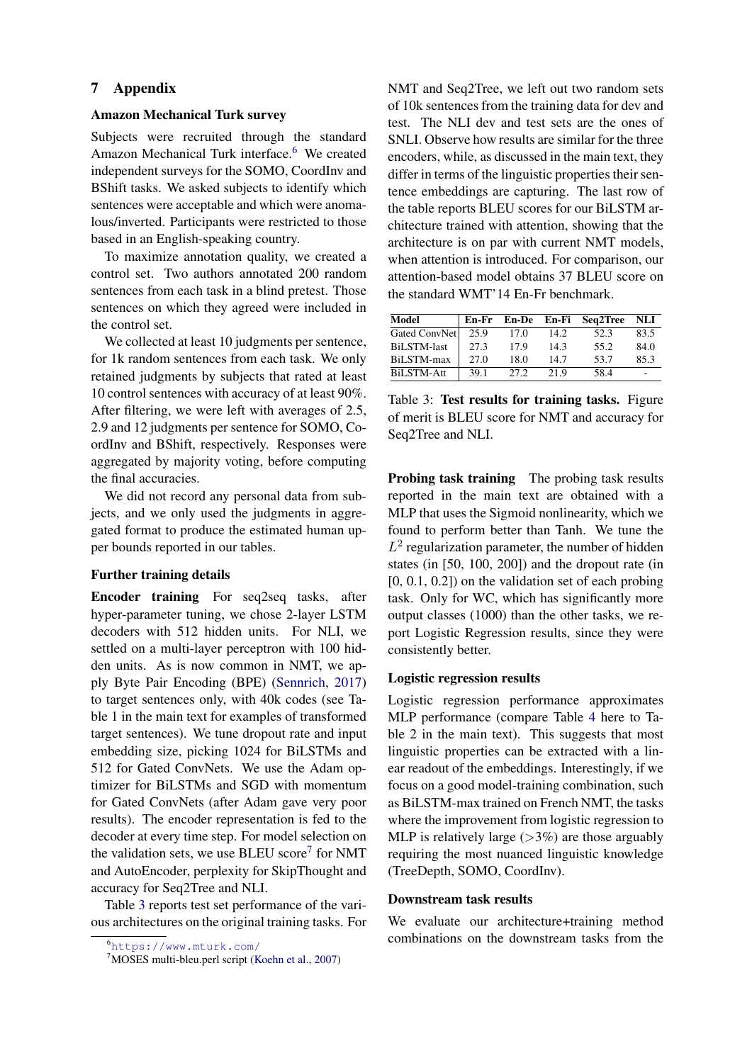# 7 Appendix

### Amazon Mechanical Turk survey

Subjects were recruited through the standard Amazon Mechanical Turk interface.[6] We created independent surveys for the SOMO, CoordInv and BShift tasks. We asked subjects to identify which sentences were acceptable and which were anomalous/inverted. Participants were restricted to those based in an English-speaking country.

To maximize annotation quality, we created a control set. Two authors annotated 200 random sentences from each task in a blind pretest. Those sentences on which they agreed were included in the control set.

We collected at least 10 judgments per sentence, for 1k random sentences from each task. We only retained judgments by subjects that rated at least 10 control sentences with accuracy of at least 90%. After filtering, we were left with averages of 2.5, 2.9 and 12 judgments per sentence for SOMO, CoordInv and BShift, respectively. Responses were aggregated by majority voting, before computing the final accuracies.

We did not record any personal data from subjects, and we only used the judgments in aggregated format to produce the estimated human upper bounds reported in our tables.

### Further training details

**Encoder training** For seq2seq tasks, after hyper-parameter tuning, we chose 2-layer LSTM decoders with 512 hidden units. For NLI, we settled on a multi-layer perceptron with 100 hidden units. As is now common in NMT, we apply Byte Pair Encoding (BPE) (Sennrich, 2017) to target sentences only, with 40k codes (see Table 1 in the main text for examples of transformed target sentences). We tune dropout rate and input embedding size, picking 1024 for BiLSTMs and 512 for Gated ConvNets. We use the Adam optimizer for BiLSTMs and SGD with momentum for Gated ConvNets (after Adam gave very poor results). The encoder representation is fed to the decoder at every time step. For model selection on the validation sets, we use BLEU score[7] for NMT and AutoEncoder, perplexity for SkipThought and accuracy for Seq2Tree and NLI.

Table 3 reports test set performance of the various architectures on the original training tasks. For NMT and Seq2Tree, we left out two random sets of 10k sentences from the training data for dev and test. The NLI dev and test sets are the ones of SNLI. Observe how results are similar for the three encoders, while, as discussed in the main text, they differ in terms of the linguistic properties their sentence embeddings are capturing. The last row of the table reports BLEU scores for our BiLSTM architecture trained with attention, showing that the architecture is on par with current NMT models, when attention is introduced. For comparison, our attention-based model obtains 37 BLEU score on the standard WMT'14 En-Fr benchmark.

| Model | En-Fr | En-De | En-Fi | Seq2Tree | NLI |
|---|---|---|---|---|---|
| Gated ConvNet | 25.9 | 17.0 | 14.2 | 52.3 | 83.5 |
| BiLSTM-last | 27.3 | 17.9 | 14.3 | 55.2 | 84.0 |
| BiLSTM-max | 27.0 | 18.0 | 14.7 | 53.7 | 85.3 |
| BiLSTM-Att | 39.1 | 27.2 | 21.9 | 58.4 | - |

Table 3: **Test results for training tasks.** Figure of merit is BLEU score for NMT and accuracy for Seq2Tree and NLI.

**Probing task training** The probing task results reported in the main text are obtained with a MLP that uses the Sigmoid nonlinearity, which we found to perform better than Tanh. We tune the $L^2$ regularization parameter, the number of hidden states (in [50, 100, 200]) and the dropout rate (in [0, 0.1, 0.2]) on the validation set of each probing task. Only for WC, which has significantly more output classes (1000) than the other tasks, we report Logistic Regression results, since they were consistently better.

### Logistic regression results

Logistic regression performance approximates MLP performance (compare Table 4 here to Table 2 in the main text). This suggests that most linguistic properties can be extracted with a linear readout of the embeddings. Interestingly, if we focus on a good model-training combination, such as BiLSTM-max trained on French NMT, the tasks where the improvement from logistic regression to MLP is relatively large (>3%) are those arguably requiring the most nuanced linguistic knowledge (TreeDepth, SOMO, CoordInv).

### Downstream task results

We evaluate our architecture+training method combinations on the downstream tasks from the

[6] https://www.mturk.com/

[7] MOSES multi-bleu.perl script (Koehn et al., 2007)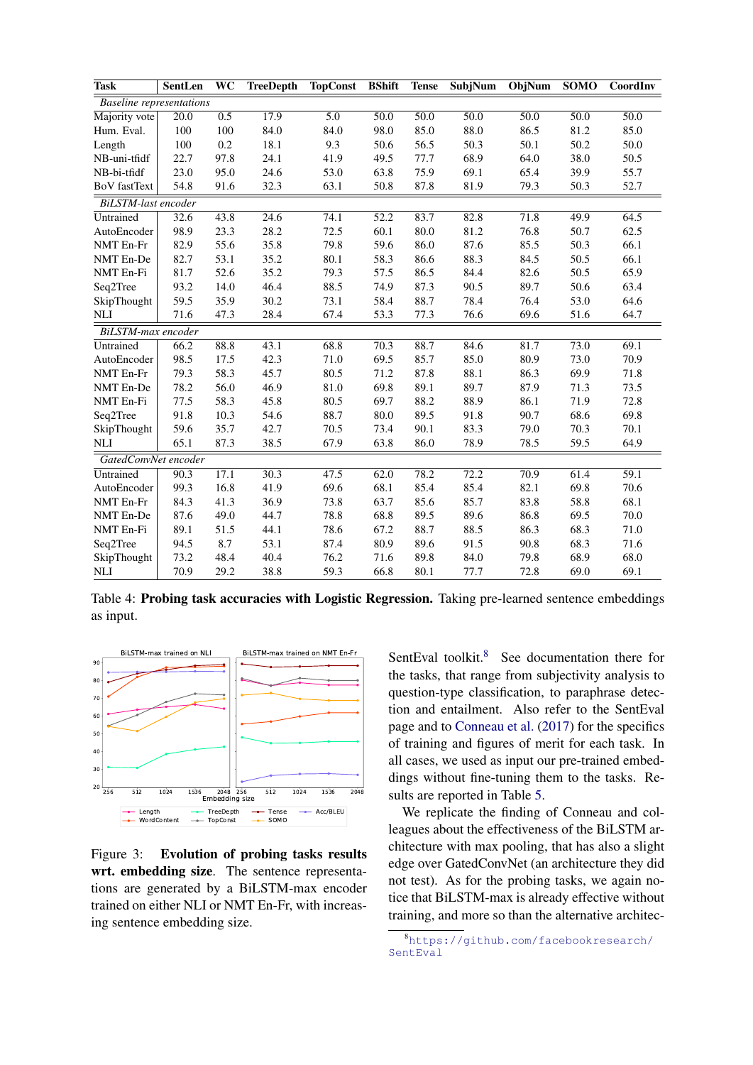| Task | SentLen | WC | TreeDepth | TopConst | BShift | Tense | SubjNum | ObjNum | SOMO | CoordInv |
|---|---|---|---|---|---|---|---|---|---|---|
| *Baseline representations* | | | | | | | | | | |
| Majority vote | 20.0 | 0.5 | 17.9 | 5.0 | 50.0 | 50.0 | 50.0 | 50.0 | 50.0 | 50.0 |
| Hum. Eval. | 100 | 100 | 84.0 | 84.0 | 98.0 | 85.0 | 88.0 | 86.5 | 81.2 | 85.0 |
| Length | 100 | 0.2 | 18.1 | 9.3 | 50.6 | 56.5 | 50.3 | 50.1 | 50.2 | 50.0 |
| NB-uni-tfidf | 22.7 | 97.8 | 24.1 | 41.9 | 49.5 | 77.7 | 68.9 | 64.0 | 38.0 | 50.5 |
| NB-bi-tfidf | 23.0 | 95.0 | 24.6 | 53.0 | 63.8 | 75.9 | 69.1 | 65.4 | 39.9 | 55.7 |
| BoV fastText | 54.8 | 91.6 | 32.3 | 63.1 | 50.8 | 87.8 | 81.9 | 79.3 | 50.3 | 52.7 |
| *BiLSTM-last encoder* | | | | | | | | | | |
| Untrained | 32.6 | 43.8 | 24.6 | 74.1 | 52.2 | 83.7 | 82.8 | 71.8 | 49.9 | 64.5 |
| AutoEncoder | 98.9 | 23.3 | 28.2 | 72.5 | 60.1 | 80.0 | 81.2 | 76.8 | 50.7 | 62.5 |
| NMT En-Fr | 82.9 | 55.6 | 35.8 | 79.8 | 59.6 | 86.0 | 87.6 | 85.5 | 50.3 | 66.1 |
| NMT En-De | 82.7 | 53.1 | 35.2 | 80.1 | 58.3 | 86.6 | 88.3 | 84.5 | 50.5 | 66.1 |
| NMT En-Fi | 81.7 | 52.6 | 35.2 | 79.3 | 57.5 | 86.5 | 84.4 | 82.6 | 50.5 | 65.9 |
| Seq2Tree | 93.2 | 14.0 | 46.4 | 88.5 | 74.9 | 87.3 | 90.5 | 89.7 | 50.6 | 63.4 |
| SkipThought | 59.5 | 35.9 | 30.2 | 73.1 | 58.4 | 88.7 | 78.4 | 76.4 | 53.0 | 64.6 |
| NLI | 71.6 | 47.3 | 28.4 | 67.4 | 53.3 | 77.3 | 76.6 | 69.6 | 51.6 | 64.7 |
| *BiLSTM-max encoder* | | | | | | | | | | |
| Untrained | 66.2 | 88.8 | 43.1 | 68.8 | 70.3 | 88.7 | 84.6 | 81.7 | 73.0 | 69.1 |
| AutoEncoder | 98.5 | 17.5 | 42.3 | 71.0 | 69.5 | 85.7 | 85.0 | 80.9 | 73.0 | 70.9 |
| NMT En-Fr | 79.3 | 58.3 | 45.7 | 80.5 | 71.2 | 87.8 | 88.1 | 86.3 | 69.9 | 71.8 |
| NMT En-De | 78.2 | 56.0 | 46.9 | 81.0 | 69.8 | 89.1 | 89.7 | 87.9 | 71.3 | 73.5 |
| NMT En-Fi | 77.5 | 58.3 | 45.8 | 80.5 | 69.7 | 88.2 | 88.9 | 86.1 | 71.9 | 72.8 |
| Seq2Tree | 91.8 | 10.3 | 54.6 | 88.7 | 80.0 | 89.5 | 91.8 | 90.7 | 68.6 | 69.8 |
| SkipThought | 59.6 | 35.7 | 42.7 | 70.5 | 73.4 | 90.1 | 83.3 | 79.0 | 70.3 | 70.1 |
| NLI | 65.1 | 87.3 | 38.5 | 67.9 | 63.8 | 86.0 | 78.9 | 78.5 | 59.5 | 64.9 |
| *GatedConvNet encoder* | | | | | | | | | | |
| Untrained | 90.3 | 17.1 | 30.3 | 47.5 | 62.0 | 78.2 | 72.2 | 70.9 | 61.4 | 59.1 |
| AutoEncoder | 99.3 | 16.8 | 41.9 | 69.6 | 68.1 | 85.4 | 85.4 | 82.1 | 69.8 | 70.6 |
| NMT En-Fr | 84.3 | 41.3 | 36.9 | 73.8 | 63.7 | 85.6 | 85.7 | 83.8 | 58.8 | 68.1 |
| NMT En-De | 87.6 | 49.0 | 44.7 | 78.8 | 68.8 | 89.5 | 89.6 | 86.8 | 69.5 | 70.0 |
| NMT En-Fi | 89.1 | 51.5 | 44.1 | 78.6 | 67.2 | 88.7 | 88.5 | 86.3 | 68.3 | 71.0 |
| Seq2Tree | 94.5 | 8.7 | 53.1 | 87.4 | 80.9 | 89.6 | 91.5 | 90.8 | 68.3 | 71.6 |
| SkipThought | 73.2 | 48.4 | 40.4 | 76.2 | 71.6 | 89.8 | 84.0 | 79.8 | 68.9 | 68.0 |
| NLI | 70.9 | 29.2 | 38.8 | 59.3 | 66.8 | 80.1 | 77.7 | 72.8 | 69.0 | 69.1 |

Table 4: **Probing task accuracies with Logistic Regression.** Taking pre-learned sentence embeddings as input.

Figure 3: **Evolution of probing tasks results wrt. embedding size**. The sentence representations are generated by a BiLSTM-max encoder trained on either NLI or NMT En-Fr, with increasing sentence embedding size.

SentEval toolkit.[8] See documentation there for the tasks, that range from subjectivity analysis to question-type classification, to paraphrase detection and entailment. Also refer to the SentEval page and to Conneau et al. (2017) for the specifics of training and figures of merit for each task. In all cases, we used as input our pre-trained embeddings without fine-tuning them to the tasks. Results are reported in Table 5.

We replicate the finding of Conneau and colleagues about the effectiveness of the BiLSTM architecture with max pooling, that has also a slight edge over GatedConvNet (an architecture they did not test). As for the probing tasks, we again notice that BiLSTM-max is already effective without training, and more so than the alternative architec-

[8] https://github.com/facebookresearch/SentEval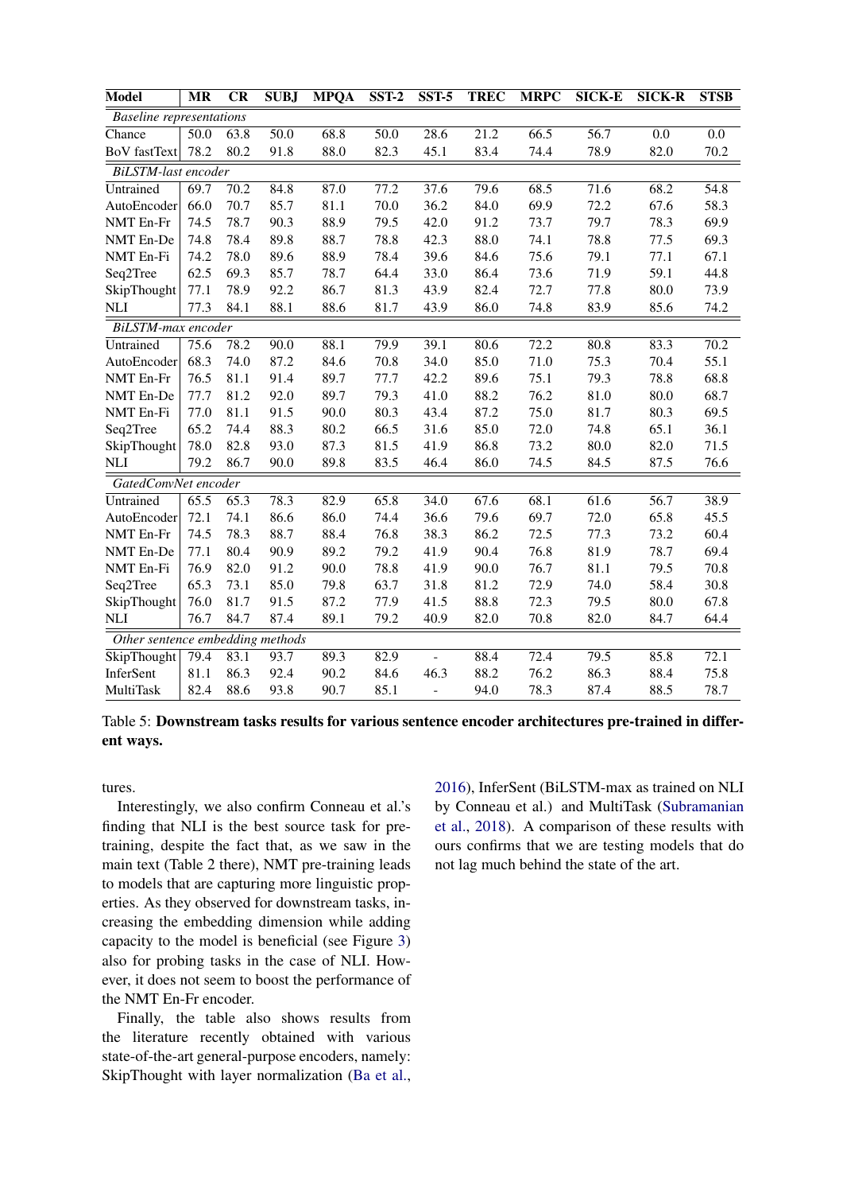| Model | MR | CR | SUBJ | MPQA | SST-2 | SST-5 | TREC | MRPC | SICK-E | SICK-R | STSB |
|---|---|---|---|---|---|---|---|---|---|---|---|
| *Baseline representations* | | | | | | | | | | | |
| Chance | 50.0 | 63.8 | 50.0 | 68.8 | 50.0 | 28.6 | 21.2 | 66.5 | 56.7 | 0.0 | 0.0 |
| BoV fastText | 78.2 | 80.2 | 91.8 | 88.0 | 82.3 | 45.1 | 83.4 | 74.4 | 78.9 | 82.0 | 70.2 |
| *BiLSTM-last encoder* | | | | | | | | | | | |
| Untrained | 69.7 | 70.2 | 84.8 | 87.0 | 77.2 | 37.6 | 79.6 | 68.5 | 71.6 | 68.2 | 54.8 |
| AutoEncoder | 66.0 | 70.7 | 85.7 | 81.1 | 70.0 | 36.2 | 84.0 | 69.9 | 72.2 | 67.6 | 58.3 |
| NMT En-Fr | 74.5 | 78.7 | 90.3 | 88.9 | 79.5 | 42.0 | 91.2 | 73.7 | 79.7 | 78.3 | 69.9 |
| NMT En-De | 74.8 | 78.4 | 89.8 | 88.7 | 78.8 | 42.3 | 88.0 | 74.1 | 78.8 | 77.5 | 69.3 |
| NMT En-Fi | 74.2 | 78.0 | 89.6 | 88.9 | 78.4 | 39.6 | 84.6 | 75.6 | 79.1 | 77.1 | 67.1 |
| Seq2Tree | 62.5 | 69.3 | 85.7 | 78.7 | 64.4 | 33.0 | 86.4 | 73.6 | 71.9 | 59.1 | 44.8 |
| SkipThought | 77.1 | 78.9 | 92.2 | 86.7 | 81.3 | 43.9 | 82.4 | 72.7 | 77.8 | 80.0 | 73.9 |
| NLI | 77.3 | 84.1 | 88.1 | 88.6 | 81.7 | 43.9 | 86.0 | 74.8 | 83.9 | 85.6 | 74.2 |
| *BiLSTM-max encoder* | | | | | | | | | | | |
| Untrained | 75.6 | 78.2 | 90.0 | 88.1 | 79.9 | 39.1 | 80.6 | 72.2 | 80.8 | 83.3 | 70.2 |
| AutoEncoder | 68.3 | 74.0 | 87.2 | 84.6 | 70.8 | 34.0 | 85.0 | 71.0 | 75.3 | 70.4 | 55.1 |
| NMT En-Fr | 76.5 | 81.1 | 91.4 | 89.7 | 77.7 | 42.2 | 89.6 | 75.1 | 79.3 | 78.8 | 68.8 |
| NMT En-De | 77.7 | 81.2 | 92.0 | 89.7 | 79.3 | 41.0 | 88.2 | 76.2 | 81.0 | 80.0 | 68.7 |
| NMT En-Fi | 77.0 | 81.1 | 91.5 | 90.0 | 80.3 | 43.4 | 87.2 | 75.0 | 81.7 | 80.3 | 69.5 |
| Seq2Tree | 65.2 | 74.4 | 88.3 | 80.2 | 66.5 | 31.6 | 85.0 | 72.0 | 74.8 | 65.1 | 36.1 |
| SkipThought | 78.0 | 82.8 | 93.0 | 87.3 | 81.5 | 41.9 | 86.8 | 73.2 | 80.0 | 82.0 | 71.5 |
| NLI | 79.2 | 86.7 | 90.0 | 89.8 | 83.5 | 46.4 | 86.0 | 74.5 | 84.5 | 87.5 | 76.6 |
| *GatedConvNet encoder* | | | | | | | | | | | |
| Untrained | 65.5 | 65.3 | 78.3 | 82.9 | 65.8 | 34.0 | 67.6 | 68.1 | 61.6 | 56.7 | 38.9 |
| AutoEncoder | 72.1 | 74.1 | 86.6 | 86.0 | 74.4 | 36.6 | 79.6 | 69.7 | 72.0 | 65.8 | 45.5 |
| NMT En-Fr | 74.5 | 78.3 | 88.7 | 88.4 | 76.8 | 38.3 | 86.2 | 72.5 | 77.3 | 73.2 | 60.4 |
| NMT En-De | 77.1 | 80.4 | 90.9 | 89.2 | 79.2 | 41.9 | 90.4 | 76.8 | 81.9 | 78.7 | 69.4 |
| NMT En-Fi | 76.9 | 82.0 | 91.2 | 90.0 | 78.8 | 41.9 | 90.0 | 76.7 | 81.1 | 79.5 | 70.8 |
| Seq2Tree | 65.3 | 73.1 | 85.0 | 79.8 | 63.7 | 31.8 | 81.2 | 72.9 | 74.0 | 58.4 | 30.8 |
| SkipThought | 76.0 | 81.7 | 91.5 | 87.2 | 77.9 | 41.5 | 88.8 | 72.3 | 79.5 | 80.0 | 67.8 |
| NLI | 76.7 | 84.7 | 87.4 | 89.1 | 79.2 | 40.9 | 82.0 | 70.8 | 82.0 | 84.7 | 64.4 |
| *Other sentence embedding methods* | | | | | | | | | | | |
| SkipThought | 79.4 | 83.1 | 93.7 | 89.3 | 82.9 | - | 88.4 | 72.4 | 79.5 | 85.8 | 72.1 |
| InferSent | 81.1 | 86.3 | 92.4 | 90.2 | 84.6 | 46.3 | 88.2 | 76.2 | 86.3 | 88.4 | 75.8 |
| MultiTask | 82.4 | 88.6 | 93.8 | 90.7 | 85.1 | - | 94.0 | 78.3 | 87.4 | 88.5 | 78.7 |

Table 5: **Downstream tasks results for various sentence encoder architectures pre-trained in different ways.**

tures.

Interestingly, we also confirm Conneau et al.'s finding that NLI is the best source task for pre-training, despite the fact that, as we saw in the main text (Table 2 there), NMT pre-training leads to models that are capturing more linguistic properties. As they observed for downstream tasks, increasing the embedding dimension while adding capacity to the model is beneficial (see Figure 3) also for probing tasks in the case of NLI. However, it does not seem to boost the performance of the NMT En-Fr encoder.

Finally, the table also shows results from the literature recently obtained with various state-of-the-art general-purpose encoders, namely: SkipThought with layer normalization (Ba et al., 2016), InferSent (BiLSTM-max as trained on NLI by Conneau et al.) and MultiTask (Subramanian et al., 2018). A comparison of these results with ours confirms that we are testing models that do not lag much behind the state of the art.